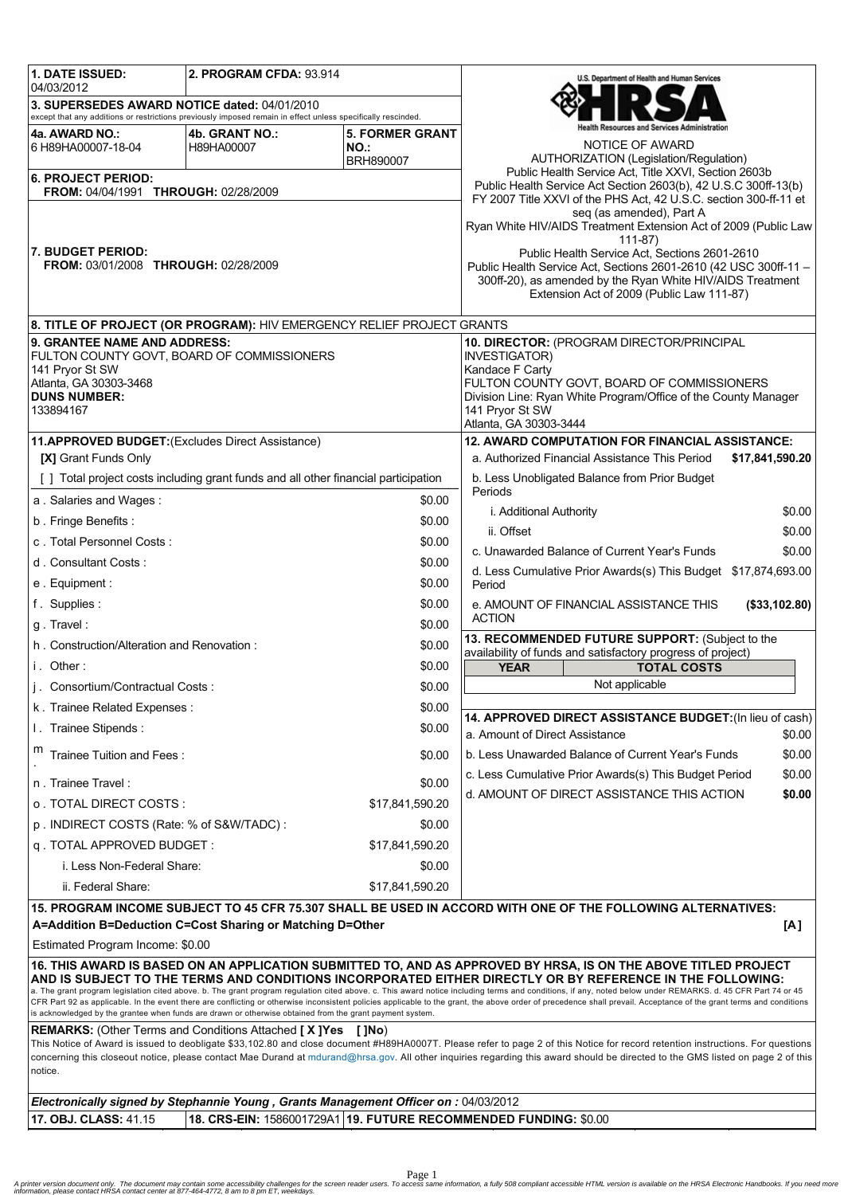**1. DATE ISSUED:** 04/03/2012

**2. PROGRAM CFDA:** 93.914

**3. SUPERSEDES AWARD NOTICE dated:** 04/01/2010
except that any additions or restrictions previously imposed remain in effect unless specifically rescinded.

**4a. AWARD NO.:** 6 H89HA00007-18-04

**4b. GRANT NO.:** H89HA00007

**5. FORMER GRANT NO.:** BRH890007

**6. PROJECT PERIOD:**
**FROM:** 04/04/1991 **THROUGH:** 02/28/2009

**7. BUDGET PERIOD:**
**FROM:** 03/01/2008 **THROUGH:** 02/28/2009

U.S. Department of Health and Human Services
HRSA
Health Resources and Services Administration

NOTICE OF AWARD

AUTHORIZATION (Legislation/Regulation)
Public Health Service Act, Title XXVI, Section 2603b
Public Health Service Act Section 2603(b), 42 U.S.C 300ff-13(b)
FY 2007 Title XXVI of the PHS Act, 42 U.S.C. section 300-ff-11 et seq (as amended), Part A
Ryan White HIV/AIDS Treatment Extension Act of 2009 (Public Law 111-87)
Public Health Service Act, Sections 2601-2610
Public Health Service Act, Sections 2601-2610 (42 USC 300ff-11 – 300ff-20), as amended by the Ryan White HIV/AIDS Treatment Extension Act of 2009 (Public Law 111-87)

**8. TITLE OF PROJECT (OR PROGRAM):** HIV EMERGENCY RELIEF PROJECT GRANTS

**9. GRANTEE NAME AND ADDRESS:**
FULTON COUNTY GOVT, BOARD OF COMMISSIONERS
141 Pryor St SW
Atlanta, GA 30303-3468
**DUNS NUMBER:**
133894167

**10. DIRECTOR:** (PROGRAM DIRECTOR/PRINCIPAL INVESTIGATOR)
Kandace F Carty
FULTON COUNTY GOVT, BOARD OF COMMISSIONERS
Division Line: Ryan White Program/Office of the County Manager
141 Pryor St SW
Atlanta, GA 30303-3444

**11.APPROVED BUDGET:**(Excludes Direct Assistance)

**[X]** Grant Funds Only
[ ] Total project costs including grant funds and all other financial participation

| Item | Amount |
|---|---|
| a . Salaries and Wages : | $0.00 |
| b . Fringe Benefits : | $0.00 |
| c . Total Personnel Costs : | $0.00 |
| d . Consultant Costs : | $0.00 |
| e . Equipment : | $0.00 |
| f . Supplies : | $0.00 |
| g . Travel : | $0.00 |
| h . Construction/Alteration and Renovation : | $0.00 |
| i . Other : | $0.00 |
| j . Consortium/Contractual Costs : | $0.00 |
| k . Trainee Related Expenses : | $0.00 |
| l . Trainee Stipends : | $0.00 |
| m . Trainee Tuition and Fees : | $0.00 |
| n . Trainee Travel : | $0.00 |
| o . TOTAL DIRECT COSTS : | $17,841,590.20 |
| p . INDIRECT COSTS (Rate: % of S&W/TADC) : | $0.00 |
| q . TOTAL APPROVED BUDGET : | $17,841,590.20 |
| i. Less Non-Federal Share: | $0.00 |
| ii. Federal Share: | $17,841,590.20 |

**12. AWARD COMPUTATION FOR FINANCIAL ASSISTANCE:**

| Item | Amount |
|---|---|
| a. Authorized Financial Assistance This Period | **$17,841,590.20** |
| b. Less Unobligated Balance from Prior Budget Periods | |
| i. Additional Authority | $0.00 |
| ii. Offset | $0.00 |
| c. Unawarded Balance of Current Year's Funds | $0.00 |
| d. Less Cumulative Prior Awards(s) This Budget Period | $17,874,693.00 |
| e. AMOUNT OF FINANCIAL ASSISTANCE THIS ACTION | **($33,102.80)** |

**13. RECOMMENDED FUTURE SUPPORT:** (Subject to the availability of funds and satisfactory progress of project)

| YEAR | TOTAL COSTS |
|---|---|
| Not applicable | |

**14. APPROVED DIRECT ASSISTANCE BUDGET:**(In lieu of cash)

| Item | Amount |
|---|---|
| a. Amount of Direct Assistance | $0.00 |
| b. Less Unawarded Balance of Current Year's Funds | $0.00 |
| c. Less Cumulative Prior Awards(s) This Budget Period | $0.00 |
| d. AMOUNT OF DIRECT ASSISTANCE THIS ACTION | **$0.00** |

**15. PROGRAM INCOME SUBJECT TO 45 CFR 75.307 SHALL BE USED IN ACCORD WITH ONE OF THE FOLLOWING ALTERNATIVES:**
**A=Addition B=Deduction C=Cost Sharing or Matching D=Other** **[A]**

Estimated Program Income: $0.00

**16. THIS AWARD IS BASED ON AN APPLICATION SUBMITTED TO, AND AS APPROVED BY HRSA, IS ON THE ABOVE TITLED PROJECT AND IS SUBJECT TO THE TERMS AND CONDITIONS INCORPORATED EITHER DIRECTLY OR BY REFERENCE IN THE FOLLOWING:**
a. The grant program legislation cited above. b. The grant program regulation cited above. c. This award notice including terms and conditions, if any, noted below under REMARKS. d. 45 CFR Part 74 or 45 CFR Part 92 as applicable. In the event there are conflicting or otherwise inconsistent policies applicable to the grant, the above order of precedence shall prevail. Acceptance of the grant terms and conditions is acknowledged by the grantee when funds are drawn or otherwise obtained from the grant payment system.

**REMARKS:** (Other Terms and Conditions Attached **[ X ]Yes [ ]No**)
This Notice of Award is issued to deobligate $33,102.80 and close document #H89HA0007T. Please refer to page 2 of this Notice for record retention instructions. For questions concerning this closeout notice, please contact Mae Durand at mdurand@hrsa.gov. All other inquiries regarding this award should be directed to the GMS listed on page 2 of this notice.

***Electronically signed by Stephannie Young , Grants Management Officer on :*** 04/03/2012

**17. OBJ. CLASS:** 41.15 | **18. CRS-EIN:** 1586001729A1 | **19. FUTURE RECOMMENDED FUNDING:** $0.00

A printer version document only. The document may contain some accessibility challenges for the screen reader users. To access same information, a fully 508 compliant accessible HTML version is available on the HRSA Electronic Handbooks. If you need more information, please contact HRSA contact center at 877-464-4772, 8 am to 8 pm ET, weekdays.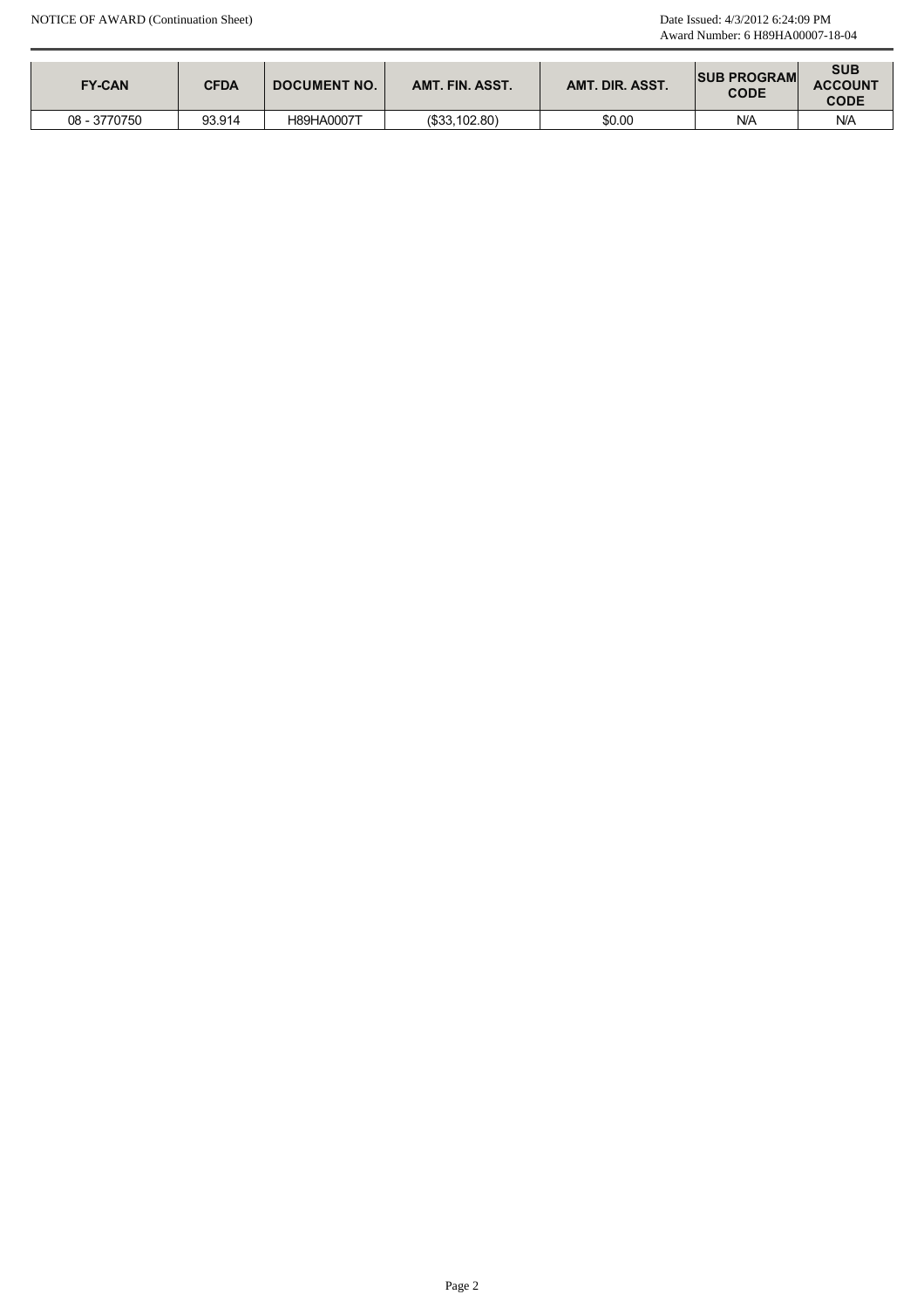| FY-CAN | CFDA | DOCUMENT NO. | AMT. FIN. ASST. | AMT. DIR. ASST. | SUB PROGRAM CODE | SUB ACCOUNT CODE |
|---|---|---|---|---|---|---|
| 08 - 3770750 | 93.914 | H89HA0007T | ($33,102.80) | $0.00 | N/A | N/A |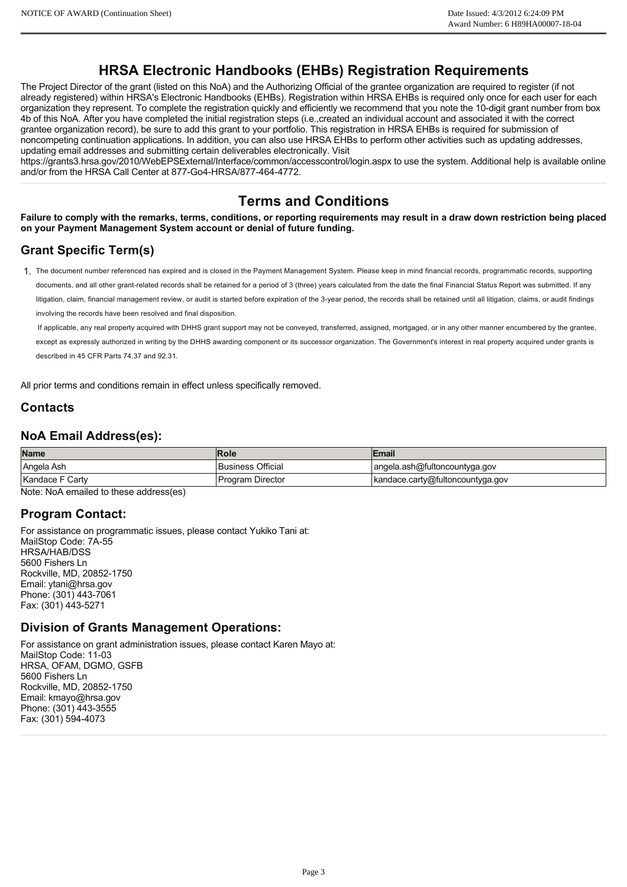## HRSA Electronic Handbooks (EHBs) Registration Requirements

The Project Director of the grant (listed on this NoA) and the Authorizing Official of the grantee organization are required to register (if not already registered) within HRSA's Electronic Handbooks (EHBs). Registration within HRSA EHBs is required only once for each user for each organization they represent. To complete the registration quickly and efficiently we recommend that you note the 10-digit grant number from box 4b of this NoA. After you have completed the initial registration steps (i.e.,created an individual account and associated it with the correct grantee organization record), be sure to add this grant to your portfolio. This registration in HRSA EHBs is required for submission of noncompeting continuation applications. In addition, you can also use HRSA EHBs to perform other activities such as updating addresses, updating email addresses and submitting certain deliverables electronically. Visit https://grants3.hrsa.gov/2010/WebEPSExternal/Interface/common/accesscontrol/login.aspx to use the system. Additional help is available online and/or from the HRSA Call Center at 877-Go4-HRSA/877-464-4772.

## Terms and Conditions

**Failure to comply with the remarks, terms, conditions, or reporting requirements may result in a draw down restriction being placed on your Payment Management System account or denial of future funding.**

### Grant Specific Term(s)

1. The document number referenced has expired and is closed in the Payment Management System. Please keep in mind financial records, programmatic records, supporting documents, and all other grant-related records shall be retained for a period of 3 (three) years calculated from the date the final Financial Status Report was submitted. If any litigation, claim, financial management review, or audit is started before expiration of the 3-year period, the records shall be retained until all litigation, claims, or audit findings involving the records have been resolved and final disposition.

   If applicable, any real property acquired with DHHS grant support may not be conveyed, transferred, assigned, mortgaged, or in any other manner encumbered by the grantee, except as expressly authorized in writing by the DHHS awarding component or its successor organization. The Government's interest in real property acquired under grants is described in 45 CFR Parts 74.37 and 92.31.

All prior terms and conditions remain in effect unless specifically removed.

### Contacts

### NoA Email Address(es):

| Name | Role | Email |
|---|---|---|
| Angela Ash | Business Official | angela.ash@fultoncountyga.gov |
| Kandace F Carty | Program Director | kandace.carty@fultoncountyga.gov |

Note: NoA emailed to these address(es)

### Program Contact:

For assistance on programmatic issues, please contact Yukiko Tani at:
MailStop Code: 7A-55
HRSA/HAB/DSS
5600 Fishers Ln
Rockville, MD, 20852-1750
Email: ytani@hrsa.gov
Phone: (301) 443-7061
Fax: (301) 443-5271

### Division of Grants Management Operations:

For assistance on grant administration issues, please contact Karen Mayo at:
MailStop Code: 11-03
HRSA, OFAM, DGMO, GSFB
5600 Fishers Ln
Rockville, MD, 20852-1750
Email: kmayo@hrsa.gov
Phone: (301) 443-3555
Fax: (301) 594-4073